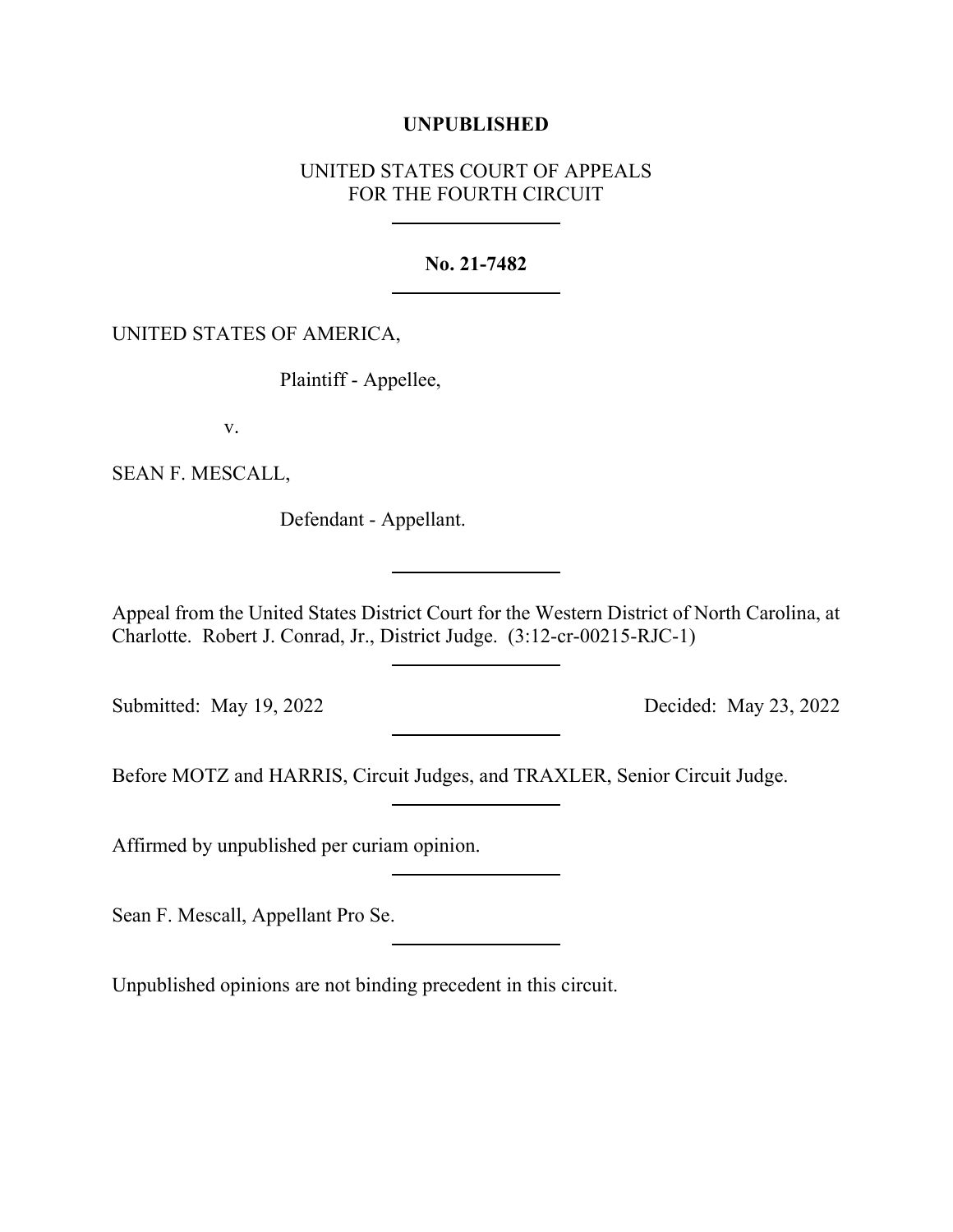**UNPUBLISHED**

UNITED STATES COURT OF APPEALS
FOR THE FOURTH CIRCUIT

---

**No. 21-7482**

---

UNITED STATES OF AMERICA,

Plaintiff - Appellee,

v.

SEAN F. MESCALL,

Defendant - Appellant.

---

Appeal from the United States District Court for the Western District of North Carolina, at Charlotte. Robert J. Conrad, Jr., District Judge. (3:12-cr-00215-RJC-1)

---

Submitted: May 19, 2022 Decided: May 23, 2022

---

Before MOTZ and HARRIS, Circuit Judges, and TRAXLER, Senior Circuit Judge.

---

Affirmed by unpublished per curiam opinion.

---

Sean F. Mescall, Appellant Pro Se.

---

Unpublished opinions are not binding precedent in this circuit.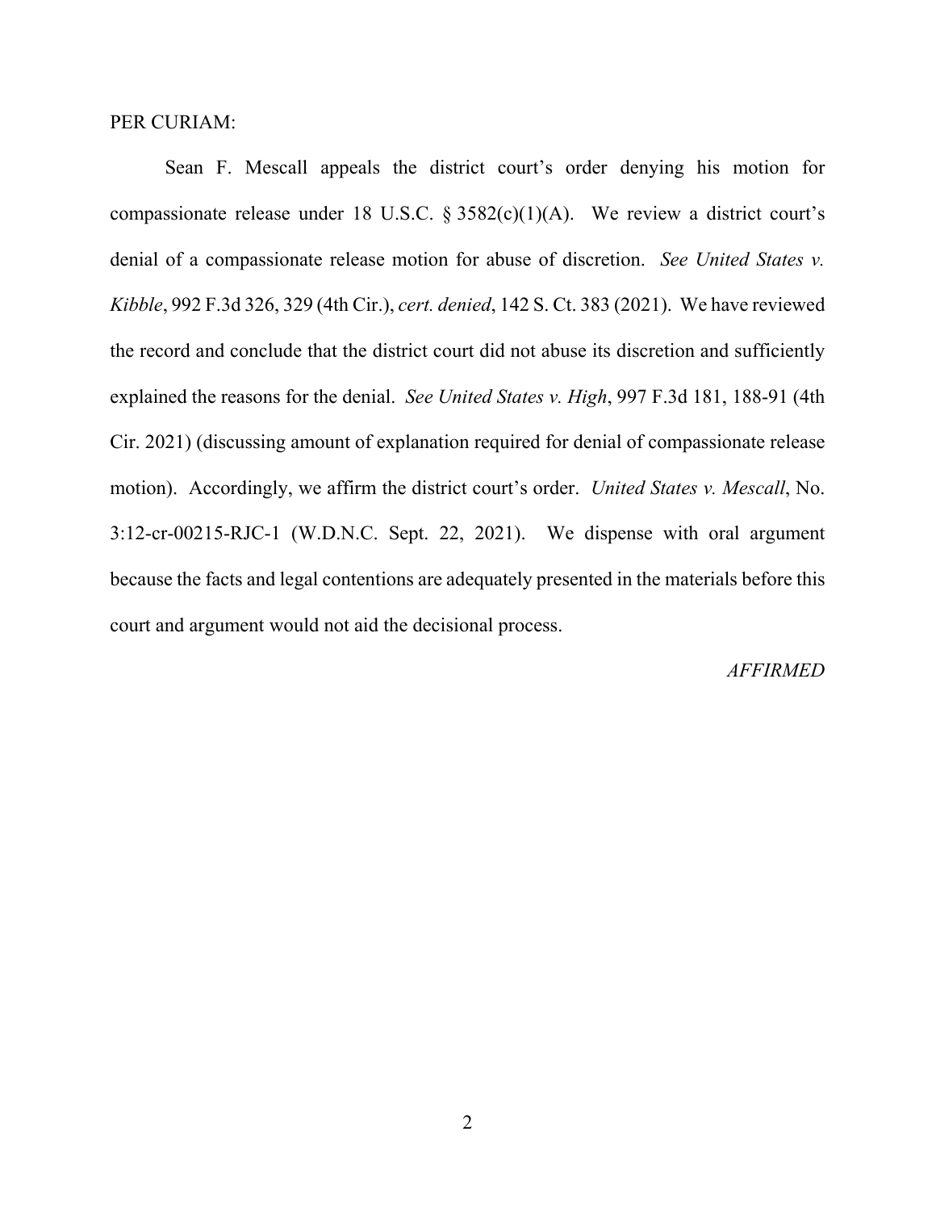PER CURIAM:

Sean F. Mescall appeals the district court's order denying his motion for compassionate release under 18 U.S.C. § 3582(c)(1)(A). We review a district court's denial of a compassionate release motion for abuse of discretion. *See United States v. Kibble*, 992 F.3d 326, 329 (4th Cir.), *cert. denied*, 142 S. Ct. 383 (2021). We have reviewed the record and conclude that the district court did not abuse its discretion and sufficiently explained the reasons for the denial. *See United States v. High*, 997 F.3d 181, 188-91 (4th Cir. 2021) (discussing amount of explanation required for denial of compassionate release motion). Accordingly, we affirm the district court's order. *United States v. Mescall*, No. 3:12-cr-00215-RJC-1 (W.D.N.C. Sept. 22, 2021). We dispense with oral argument because the facts and legal contentions are adequately presented in the materials before this court and argument would not aid the decisional process.

*AFFIRMED*